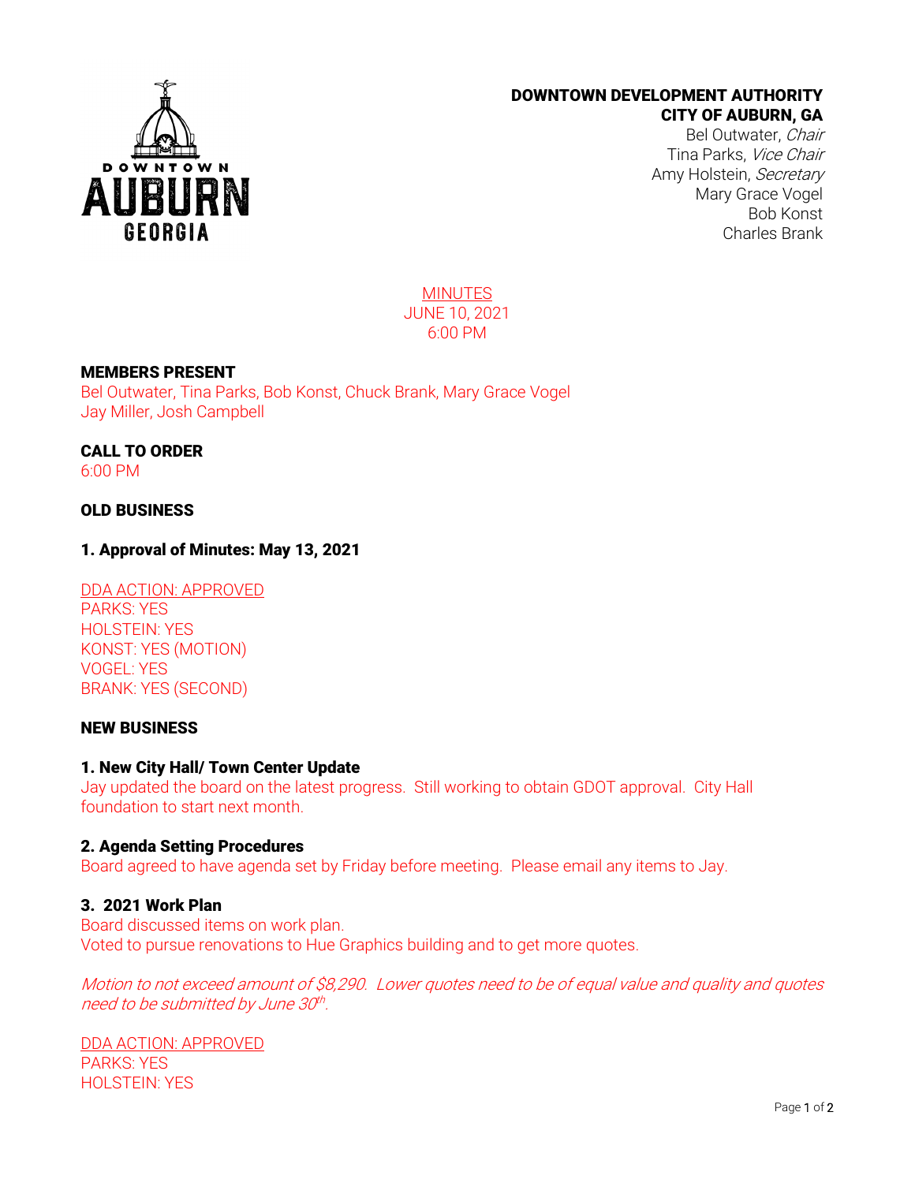**DOWNTOWN DEVELOPMENT AUTHORITY**
**CITY OF AUBURN, GA**
Bel Outwater, *Chair*
Tina Parks, *Vice Chair*
Amy Holstein, *Secretary*
Mary Grace Vogel
Bob Konst
Charles Brank

MINUTES
JUNE 10, 2021
6:00 PM

**MEMBERS PRESENT**
Bel Outwater, Tina Parks, Bob Konst, Chuck Brank, Mary Grace Vogel
Jay Miller, Josh Campbell

**CALL TO ORDER**
6:00 PM

**OLD BUSINESS**

**1. Approval of Minutes: May 13, 2021**

DDA ACTION: APPROVED
PARKS: YES
HOLSTEIN: YES
KONST: YES (MOTION)
VOGEL: YES
BRANK: YES (SECOND)

**NEW BUSINESS**

**1. New City Hall/ Town Center Update**
Jay updated the board on the latest progress. Still working to obtain GDOT approval. City Hall foundation to start next month.

**2. Agenda Setting Procedures**
Board agreed to have agenda set by Friday before meeting. Please email any items to Jay.

**3. 2021 Work Plan**
Board discussed items on work plan.
Voted to pursue renovations to Hue Graphics building and to get more quotes.

*Motion to not exceed amount of $8,290. Lower quotes need to be of equal value and quality and quotes need to be submitted by June 30th.*

DDA ACTION: APPROVED
PARKS: YES
HOLSTEIN: YES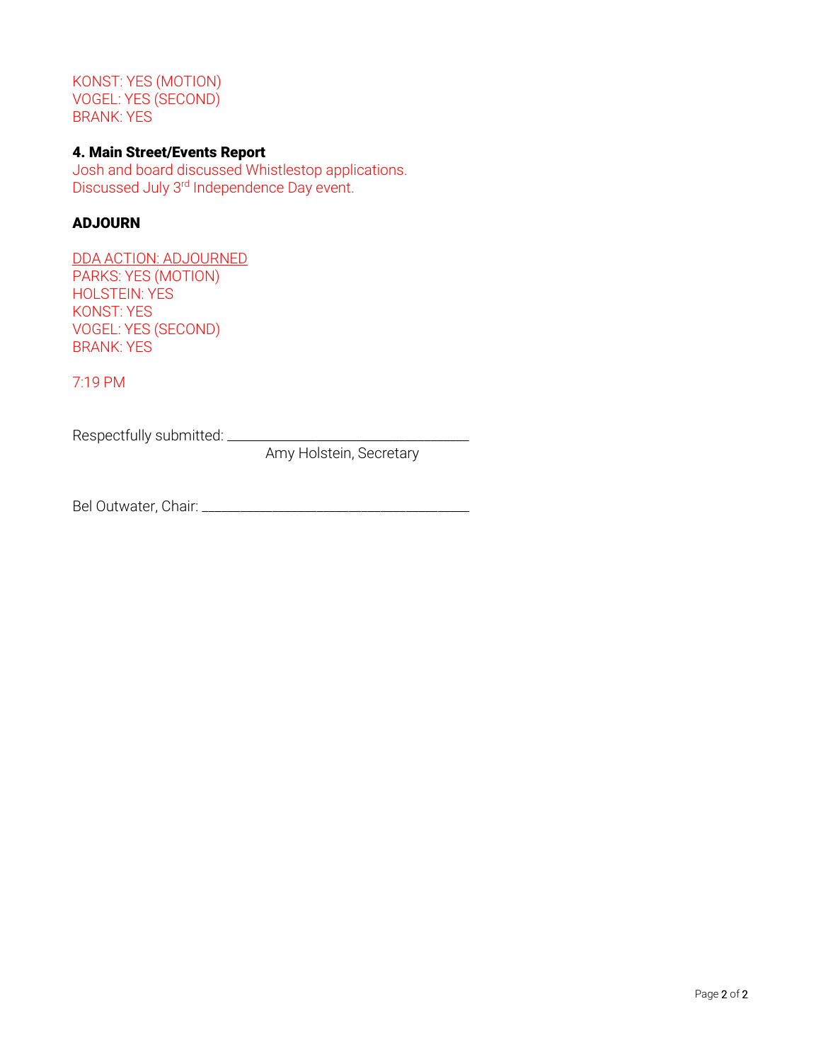KONST: YES (MOTION)
VOGEL: YES (SECOND)
BRANK: YES

### 4. Main Street/Events Report

Josh and board discussed Whistlestop applications.
Discussed July 3rd Independence Day event.

### ADJOURN

DDA ACTION: ADJOURNED
PARKS: YES (MOTION)
HOLSTEIN: YES
KONST: YES
VOGEL: YES (SECOND)
BRANK: YES

7:19 PM

Respectfully submitted: ___________________________________
Amy Holstein, Secretary

Bel Outwater, Chair: ______________________________________